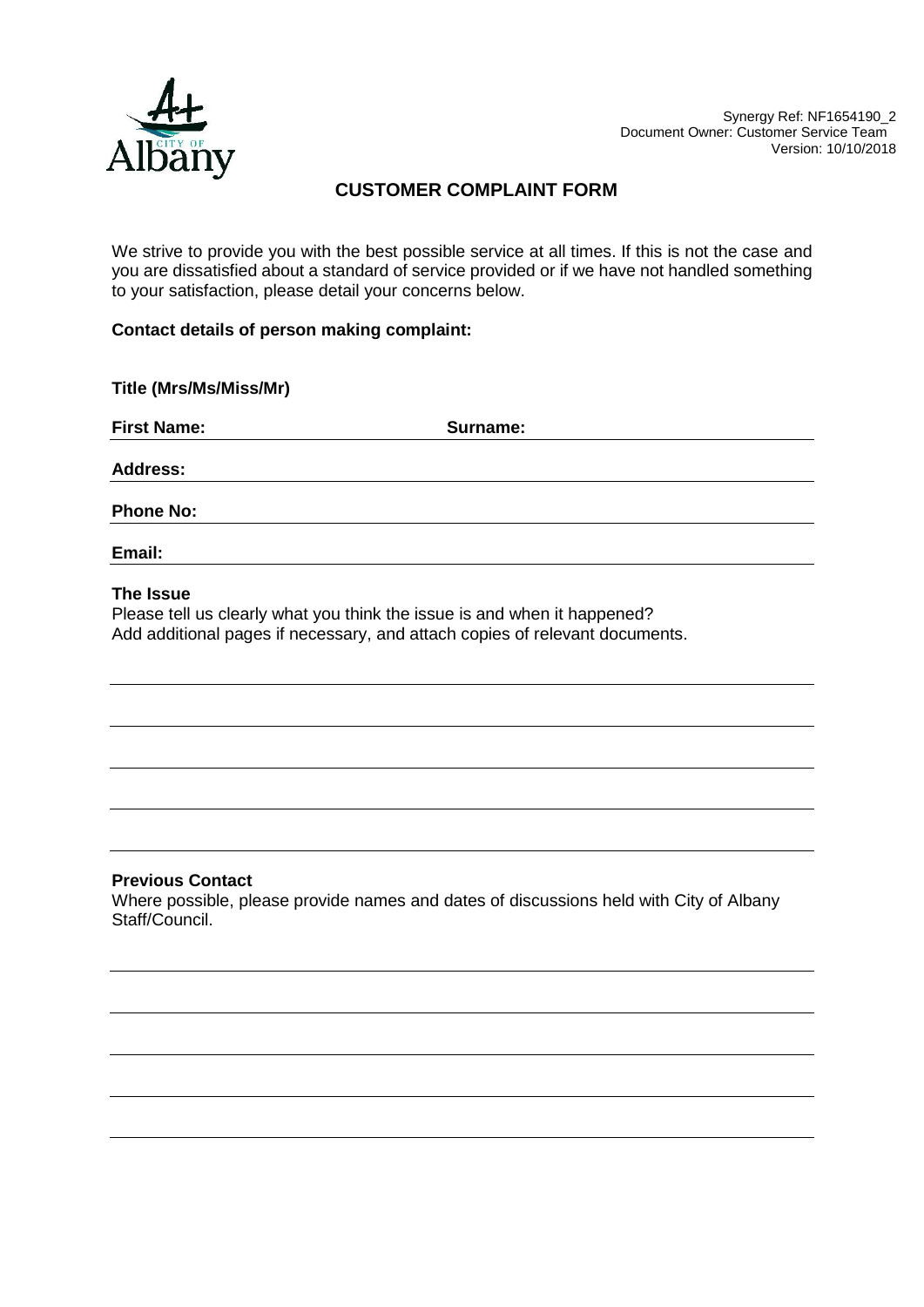Synergy Ref: NF1654190_2
Document Owner: Customer Service Team
Version: 10/10/2018

# CUSTOMER COMPLAINT FORM

We strive to provide you with the best possible service at all times. If this is not the case and you are dissatisfied about a standard of service provided or if we have not handled something to your satisfaction, please detail your concerns below.

**Contact details of person making complaint:**

**Title (Mrs/Ms/Miss/Mr)**

**First Name:** ____________________ **Surname:** ____________________

**Address:** ________________________________________

**Phone No:** ________________________________________

**Email:** ________________________________________

**The Issue**

Please tell us clearly what you think the issue is and when it happened?
Add additional pages if necessary, and attach copies of relevant documents.

________________________________________

________________________________________

________________________________________

________________________________________

________________________________________

**Previous Contact**

Where possible, please provide names and dates of discussions held with City of Albany Staff/Council.

________________________________________

________________________________________

________________________________________

________________________________________

________________________________________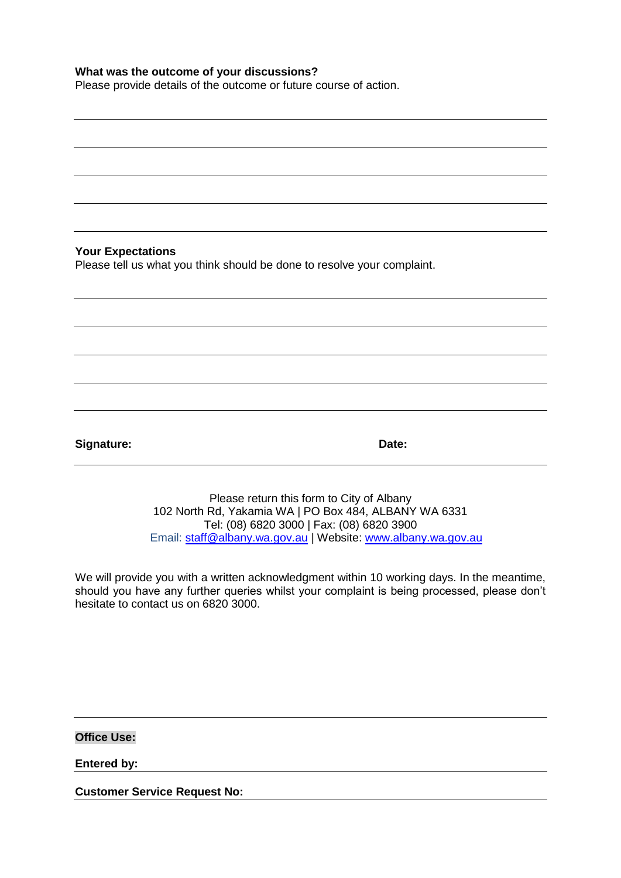**What was the outcome of your discussions?**
Please provide details of the outcome or future course of action.

**Your Expectations**
Please tell us what you think should be done to resolve your complaint.

**Signature:** **Date:**

Please return this form to City of Albany
102 North Rd, Yakamia WA | PO Box 484, ALBANY WA 6331
Tel: (08) 6820 3000 | Fax: (08) 6820 3900
Email: staff@albany.wa.gov.au | Website: www.albany.wa.gov.au

We will provide you with a written acknowledgment within 10 working days. In the meantime, should you have any further queries whilst your complaint is being processed, please don't hesitate to contact us on 6820 3000.

**Office Use:**

**Entered by:**

**Customer Service Request No:**